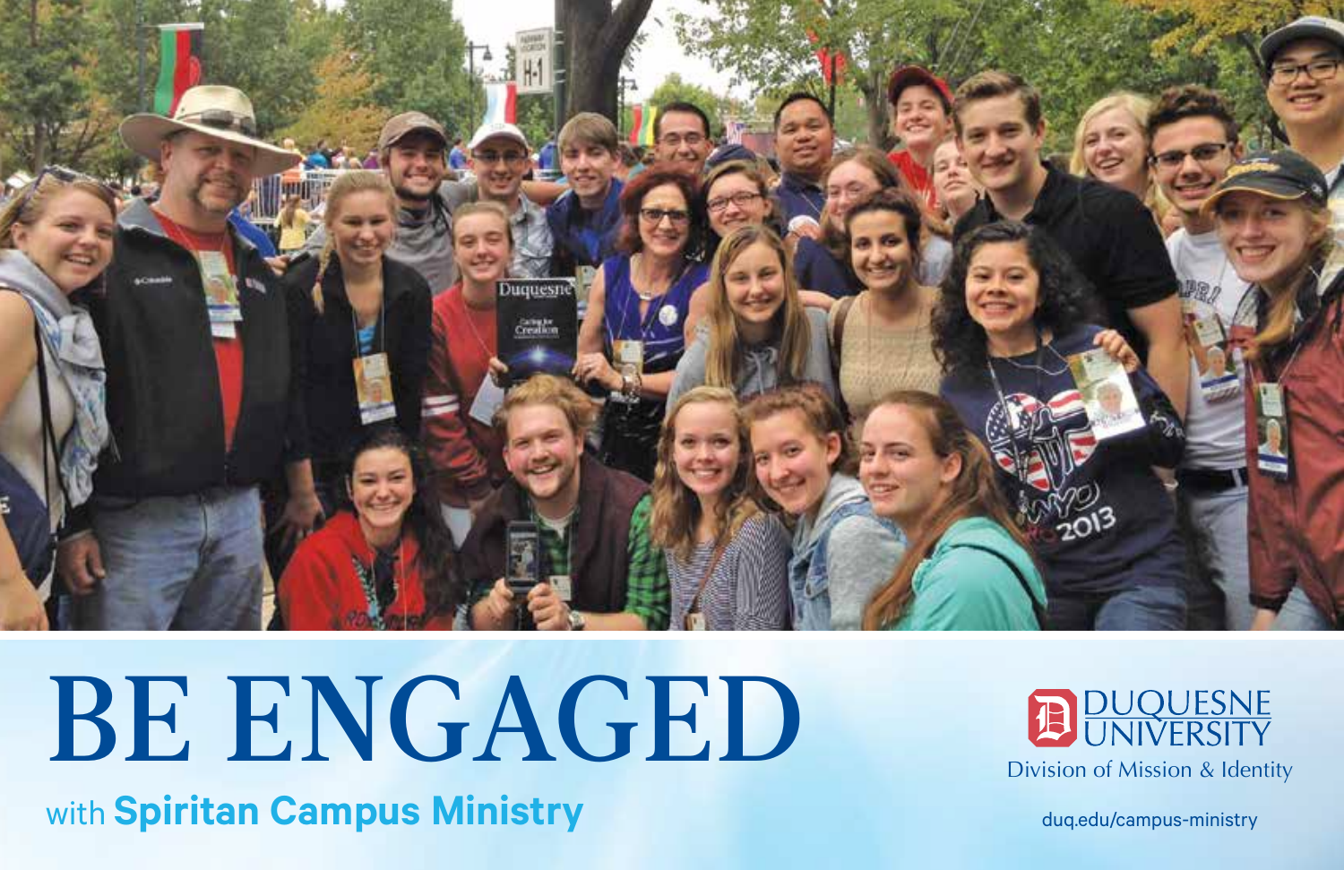# BE ENGAGED

with **Spiritan Campus Ministry**

DUQUESNE UNIVERSITY

Division of Mission & Identity

duq.edu/campus-ministry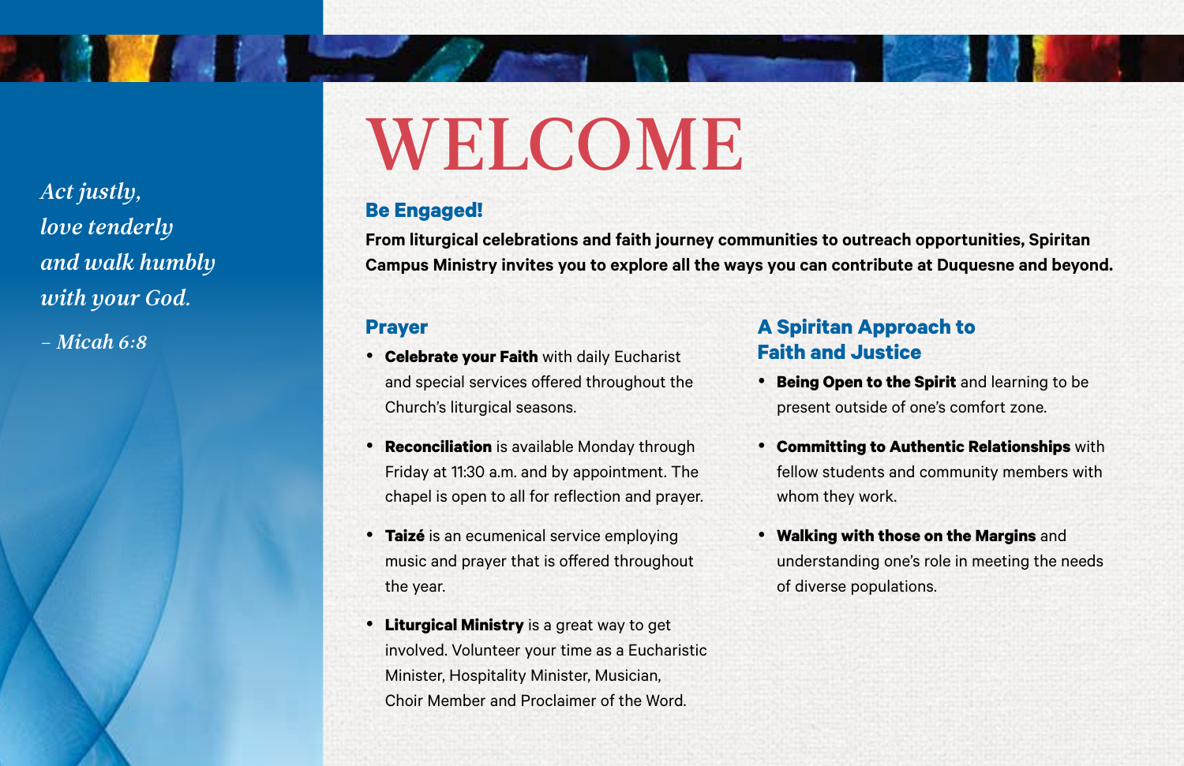*Act justly,*
*love tenderly*
*and walk humbly*
*with your God.*

*– Micah 6:8*

# WELCOME

## Be Engaged!

**From liturgical celebrations and faith journey communities to outreach opportunities, Spiritan Campus Ministry invites you to explore all the ways you can contribute at Duquesne and beyond.**

### Prayer

- **Celebrate your Faith** with daily Eucharist and special services offered throughout the Church's liturgical seasons.
- **Reconciliation** is available Monday through Friday at 11:30 a.m. and by appointment. The chapel is open to all for reflection and prayer.
- **Taizé** is an ecumenical service employing music and prayer that is offered throughout the year.
- **Liturgical Ministry** is a great way to get involved. Volunteer your time as a Eucharistic Minister, Hospitality Minister, Musician, Choir Member and Proclaimer of the Word.

### A Spiritan Approach to Faith and Justice

- **Being Open to the Spirit** and learning to be present outside of one's comfort zone.
- **Committing to Authentic Relationships** with fellow students and community members with whom they work.
- **Walking with those on the Margins** and understanding one's role in meeting the needs of diverse populations.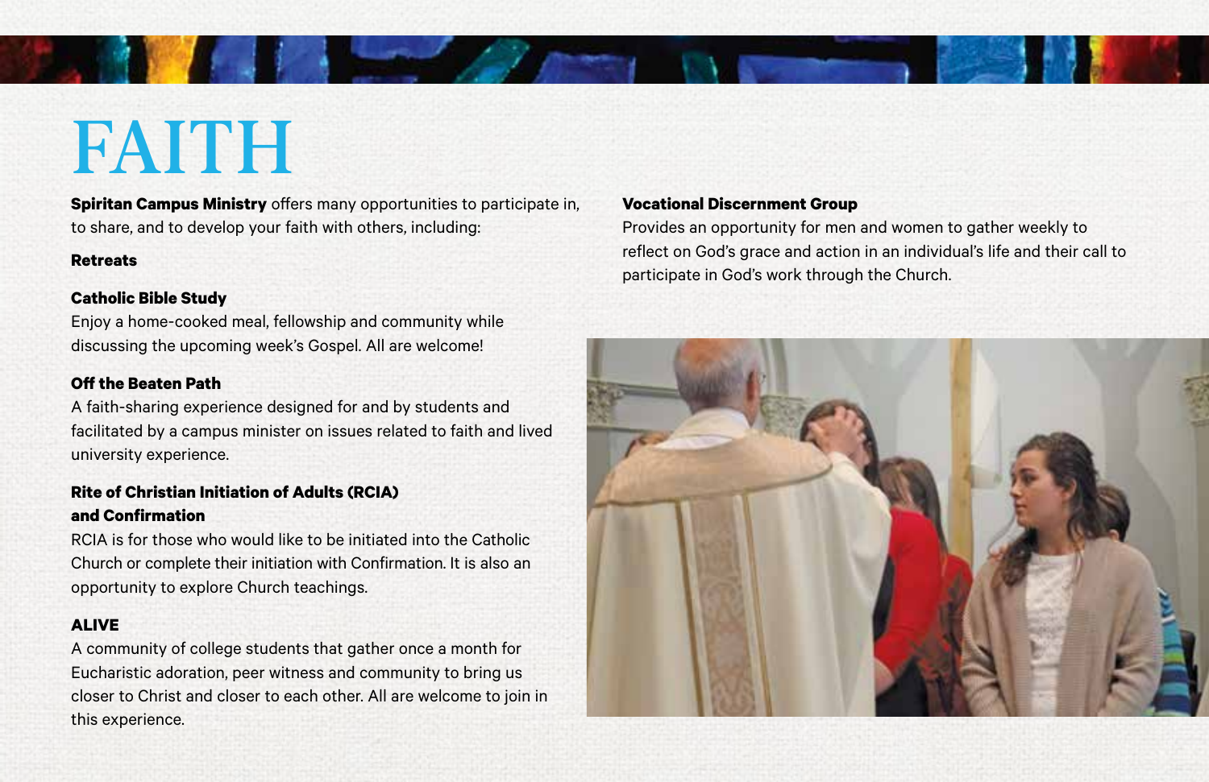# FAITH

**Spiritan Campus Ministry** offers many opportunities to participate in, to share, and to develop your faith with others, including:

**Retreats**

**Catholic Bible Study**
Enjoy a home-cooked meal, fellowship and community while discussing the upcoming week's Gospel. All are welcome!

**Off the Beaten Path**
A faith-sharing experience designed for and by students and facilitated by a campus minister on issues related to faith and lived university experience.

**Rite of Christian Initiation of Adults (RCIA) and Confirmation**
RCIA is for those who would like to be initiated into the Catholic Church or complete their initiation with Confirmation. It is also an opportunity to explore Church teachings.

**ALIVE**
A community of college students that gather once a month for Eucharistic adoration, peer witness and community to bring us closer to Christ and closer to each other. All are welcome to join in this experience.

**Vocational Discernment Group**
Provides an opportunity for men and women to gather weekly to reflect on God's grace and action in an individual's life and their call to participate in God's work through the Church.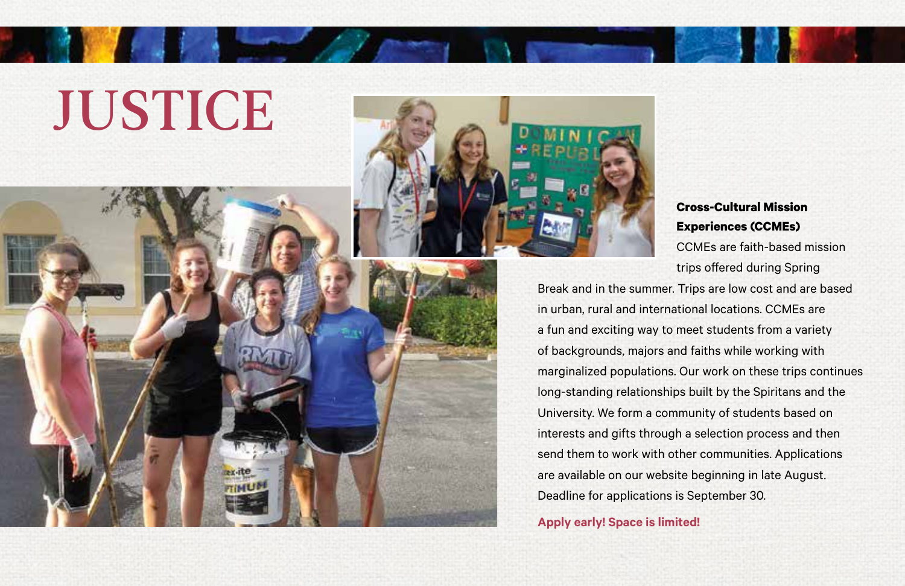# JUSTICE

**Cross-Cultural Mission Experiences (CCMEs)**

CCMEs are faith-based mission trips offered during Spring Break and in the summer. Trips are low cost and are based in urban, rural and international locations. CCMEs are a fun and exciting way to meet students from a variety of backgrounds, majors and faiths while working with marginalized populations. Our work on these trips continues long-standing relationships built by the Spiritans and the University. We form a community of students based on interests and gifts through a selection process and then send them to work with other communities. Applications are available on our website beginning in late August. Deadline for applications is September 30.

**Apply early! Space is limited!**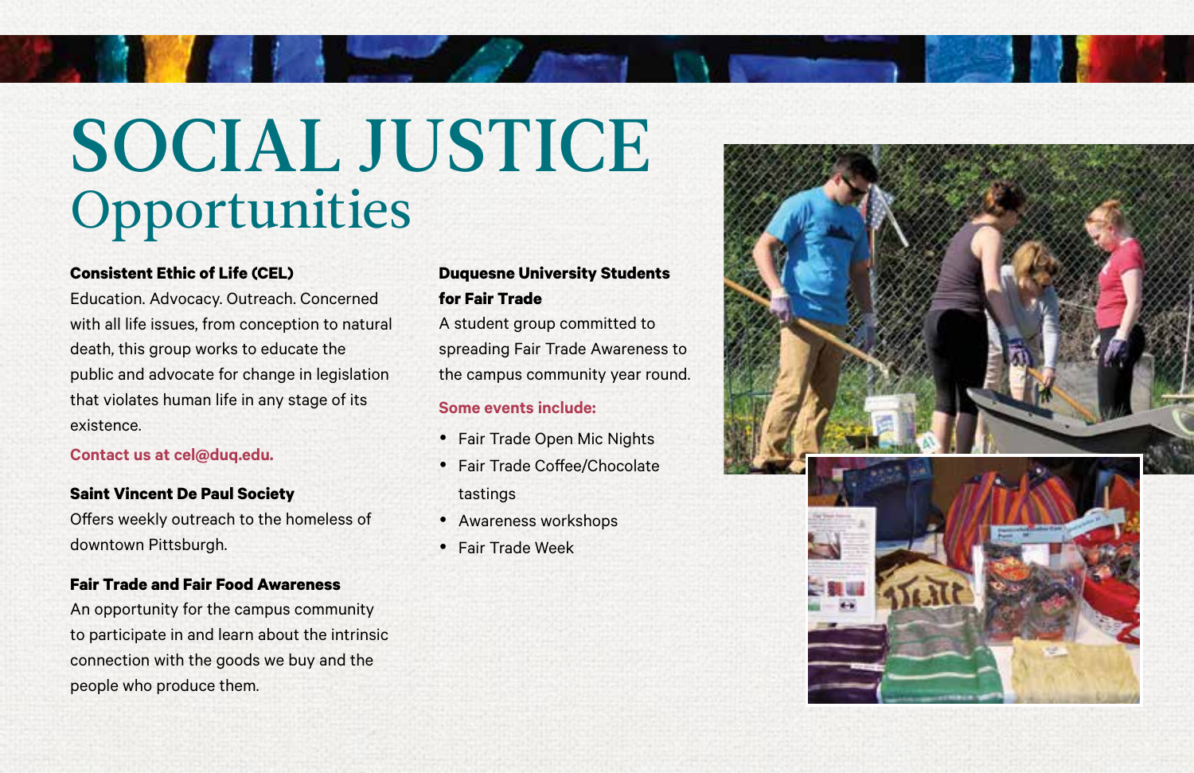# SOCIAL JUSTICE Opportunities

**Consistent Ethic of Life (CEL)**
Education. Advocacy. Outreach. Concerned with all life issues, from conception to natural death, this group works to educate the public and advocate for change in legislation that violates human life in any stage of its existence.

**Contact us at cel@duq.edu.**

**Saint Vincent De Paul Society**
Offers weekly outreach to the homeless of downtown Pittsburgh.

**Fair Trade and Fair Food Awareness**
An opportunity for the campus community to participate in and learn about the intrinsic connection with the goods we buy and the people who produce them.

**Duquesne University Students for Fair Trade**
A student group committed to spreading Fair Trade Awareness to the campus community year round.

**Some events include:**

- Fair Trade Open Mic Nights
- Fair Trade Coffee/Chocolate tastings
- Awareness workshops
- Fair Trade Week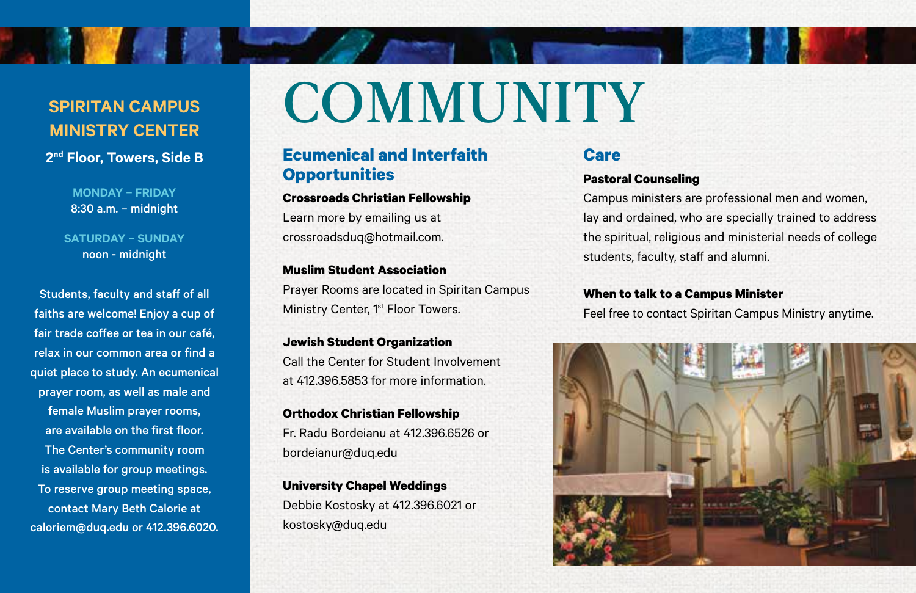## SPIRITAN CAMPUS MINISTRY CENTER

**2nd Floor, Towers, Side B**

**MONDAY – FRIDAY**
8:30 a.m. – midnight

**SATURDAY – SUNDAY**
noon - midnight

Students, faculty and staff of all faiths are welcome! Enjoy a cup of fair trade coffee or tea in our café, relax in our common area or find a quiet place to study. An ecumenical prayer room, as well as male and female Muslim prayer rooms, are available on the first floor. The Center's community room is available for group meetings. To reserve group meeting space, contact Mary Beth Calorie at caloriem@duq.edu or 412.396.6020.

# COMMUNITY

## Ecumenical and Interfaith Opportunities

**Crossroads Christian Fellowship**
Learn more by emailing us at crossroadsduq@hotmail.com.

**Muslim Student Association**
Prayer Rooms are located in Spiritan Campus Ministry Center, 1st Floor Towers.

**Jewish Student Organization**
Call the Center for Student Involvement at 412.396.5853 for more information.

**Orthodox Christian Fellowship**
Fr. Radu Bordeianu at 412.396.6526 or bordeianur@duq.edu

**University Chapel Weddings**
Debbie Kostosky at 412.396.6021 or kostosky@duq.edu

## Care

**Pastoral Counseling**
Campus ministers are professional men and women, lay and ordained, who are specially trained to address the spiritual, religious and ministerial needs of college students, faculty, staff and alumni.

**When to talk to a Campus Minister**
Feel free to contact Spiritan Campus Ministry anytime.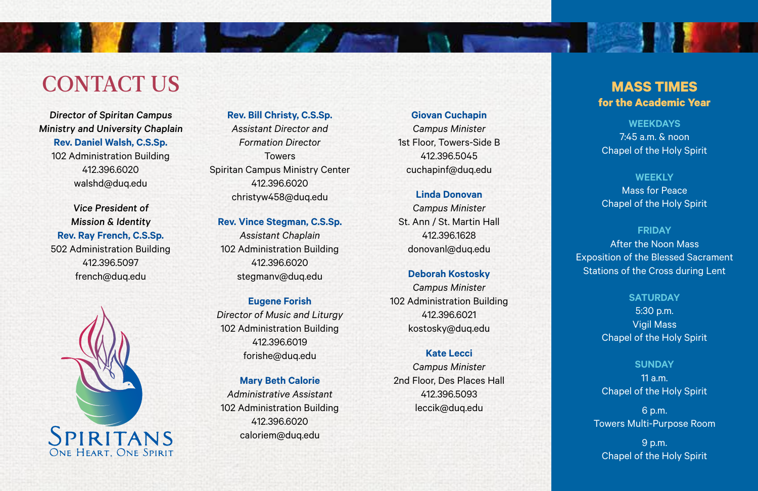# CONTACT US

*Director of Spiritan Campus Ministry and University Chaplain*
**Rev. Daniel Walsh, C.S.Sp.**
102 Administration Building
412.396.6020
walshd@duq.edu

*Vice President of Mission & Identity*
**Rev. Ray French, C.S.Sp.**
502 Administration Building
412.396.5097
french@duq.edu

**Rev. Bill Christy, C.S.Sp.**
*Assistant Director and Formation Director*
Towers
Spiritan Campus Ministry Center
412.396.6020
christyw458@duq.edu

**Rev. Vince Stegman, C.S.Sp.**
*Assistant Chaplain*
102 Administration Building
412.396.6020
stegmanv@duq.edu

**Eugene Forish**
*Director of Music and Liturgy*
102 Administration Building
412.396.6019
forishe@duq.edu

**Mary Beth Calorie**
*Administrative Assistant*
102 Administration Building
412.396.6020
caloriem@duq.edu

**Giovan Cuchapin**
*Campus Minister*
1st Floor, Towers-Side B
412.396.5045
cuchapinf@duq.edu

**Linda Donovan**
*Campus Minister*
St. Ann / St. Martin Hall
412.396.1628
donovanl@duq.edu

**Deborah Kostosky**
*Campus Minister*
102 Administration Building
412.396.6021
kostosky@duq.edu

**Kate Lecci**
*Campus Minister*
2nd Floor, Des Places Hall
412.396.5093
leccik@duq.edu

SPIRITANS
ONE HEART, ONE SPIRIT

## MASS TIMES
### for the Academic Year

**WEEKDAYS**
7:45 a.m. & noon
Chapel of the Holy Spirit

**WEEKLY**
Mass for Peace
Chapel of the Holy Spirit

**FRIDAY**
After the Noon Mass
Exposition of the Blessed Sacrament
Stations of the Cross during Lent

**SATURDAY**
5:30 p.m.
Vigil Mass
Chapel of the Holy Spirit

**SUNDAY**
11 a.m.
Chapel of the Holy Spirit

6 p.m.
Towers Multi-Purpose Room

9 p.m.
Chapel of the Holy Spirit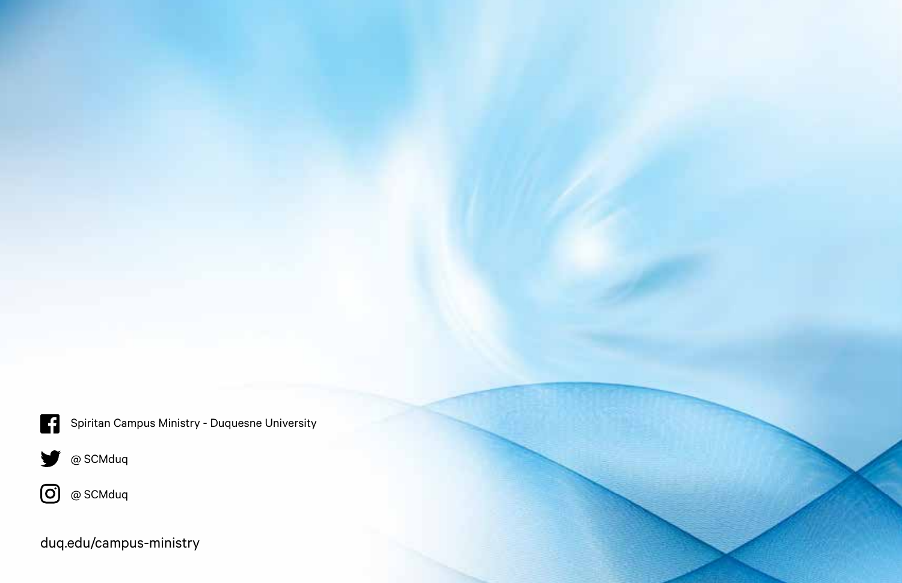Spiritan Campus Ministry - Duquesne University

@ SCMduq

@ SCMduq

duq.edu/campus-ministry